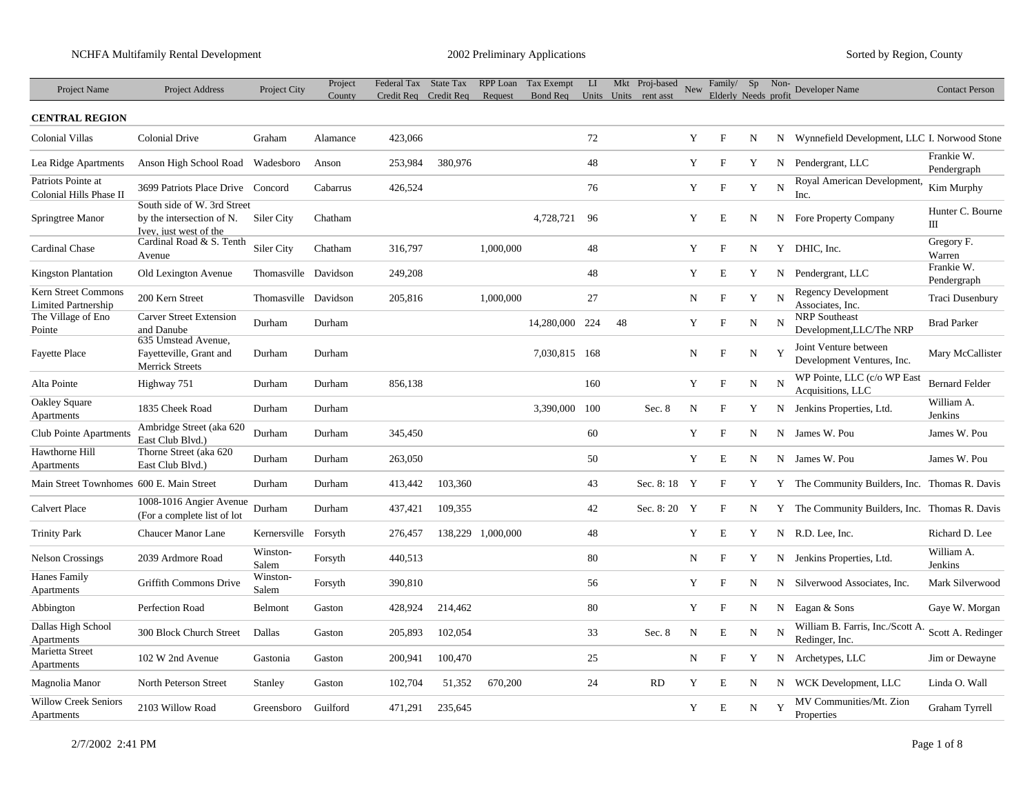| Project Name | Project Address | Project City | Project County | Federal Tax Credit Req | State Tax Credit Req | RPP Loan Request | Tax Exempt Bond Req | LI Units | Mkt Units | Proj-based rent asst | New | Family/ Elderly | Sp Needs | Non-profit | Developer Name | Contact Person |
|---|---|---|---|---|---|---|---|---|---|---|---|---|---|---|---|---|
| **CENTRAL REGION** | | | | | | | | | | | | | | | | |
| Colonial Villas | Colonial Drive | Graham | Alamance | 423,066 | | | | 72 | | | Y | F | N | N | Wynnefield Development, LLC | I. Norwood Stone |
| Lea Ridge Apartments | Anson High School Road | Wadesboro | Anson | 253,984 | 380,976 | | | 48 | | | Y | F | Y | N | Pendergrant, LLC | Frankie W. Pendergraph |
| Patriots Pointe at Colonial Hills Phase II | 3699 Patriots Place Drive | Concord | Cabarrus | 426,524 | | | | 76 | | | Y | F | Y | N | Royal American Development, Inc. | Kim Murphy |
| Springtree Manor | South side of W. 3rd Street by the intersection of N. Ivey, just west of the | Siler City | Chatham | | | | 4,728,721 | 96 | | | Y | E | N | N | Fore Property Company | Hunter C. Bourne III |
| Cardinal Chase | Cardinal Road & S. Tenth Avenue | Siler City | Chatham | 316,797 | | 1,000,000 | | 48 | | | Y | F | N | Y | DHIC, Inc. | Gregory F. Warren |
| Kingston Plantation | Old Lexington Avenue | Thomasville | Davidson | 249,208 | | | | 48 | | | Y | E | Y | N | Pendergrant, LLC | Frankie W. Pendergraph |
| Kern Street Commons Limited Partnership | 200 Kern Street | Thomasville | Davidson | 205,816 | | 1,000,000 | | 27 | | | N | F | Y | N | Regency Development Associates, Inc. | Traci Dusenbury |
| The Village of Eno Pointe | Carver Street Extension and Danube | Durham | Durham | | | | 14,280,000 | 224 | 48 | | Y | F | N | N | NRP Southeast Development,LLC/The NRP | Brad Parker |
| Fayette Place | 635 Umstead Avenue, Fayetteville, Grant and Merrick Streets | Durham | Durham | | | | 7,030,815 | 168 | | | N | F | N | Y | Joint Venture between Development Ventures, Inc. | Mary McCallister |
| Alta Pointe | Highway 751 | Durham | Durham | 856,138 | | | | 160 | | | Y | F | N | N | WP Pointe, LLC (c/o WP East Acquisitions, LLC | Bernard Felder |
| Oakley Square Apartments | 1835 Cheek Road | Durham | Durham | | | | 3,390,000 | 100 | | Sec. 8 | N | F | Y | N | Jenkins Properties, Ltd. | William A. Jenkins |
| Club Pointe Apartments | Ambridge Street (aka 620 East Club Blvd.) | Durham | Durham | 345,450 | | | | 60 | | | Y | F | N | N | James W. Pou | James W. Pou |
| Hawthorne Hill Apartments | Thorne Street (aka 620 East Club Blvd.) | Durham | Durham | 263,050 | | | | 50 | | | Y | E | N | N | James W. Pou | James W. Pou |
| Main Street Townhomes | 600 E. Main Street | Durham | Durham | 413,442 | 103,360 | | | 43 | | Sec. 8: 18 | Y | F | Y | Y | The Community Builders, Inc. | Thomas R. Davis |
| Calvert Place | 1008-1016 Angier Avenue (For a complete list of lot | Durham | Durham | 437,421 | 109,355 | | | 42 | | Sec. 8: 20 | Y | F | N | Y | The Community Builders, Inc. | Thomas R. Davis |
| Trinity Park | Chaucer Manor Lane | Kernersville | Forsyth | 276,457 | 138,229 | 1,000,000 | | 48 | | | Y | E | Y | N | R.D. Lee, Inc. | Richard D. Lee |
| Nelson Crossings | 2039 Ardmore Road | Winston-Salem | Forsyth | 440,513 | | | | 80 | | | N | F | Y | N | Jenkins Properties, Ltd. | William A. Jenkins |
| Hanes Family Apartments | Griffith Commons Drive | Winston-Salem | Forsyth | 390,810 | | | | 56 | | | Y | F | N | N | Silverwood Associates, Inc. | Mark Silverwood |
| Abbington | Perfection Road | Belmont | Gaston | 428,924 | 214,462 | | | 80 | | | Y | F | N | N | Eagan & Sons | Gaye W. Morgan |
| Dallas High School Apartments | 300 Block Church Street | Dallas | Gaston | 205,893 | 102,054 | | | 33 | | Sec. 8 | N | E | N | N | William B. Farris, Inc./Scott A. Redinger, Inc. | Scott A. Redinger |
| Marietta Street Apartments | 102 W 2nd Avenue | Gastonia | Gaston | 200,941 | 100,470 | | | 25 | | | N | F | Y | N | Archetypes, LLC | Jim or Dewayne |
| Magnolia Manor | North Peterson Street | Stanley | Gaston | 102,704 | 51,352 | 670,200 | | 24 | | RD | Y | E | N | N | WCK Development, LLC | Linda O. Wall |
| Willow Creek Seniors Apartments | 2103 Willow Road | Greensboro | Guilford | 471,291 | 235,645 | | | | | | Y | E | N | Y | MV Communities/Mt. Zion Properties | Graham Tyrrell |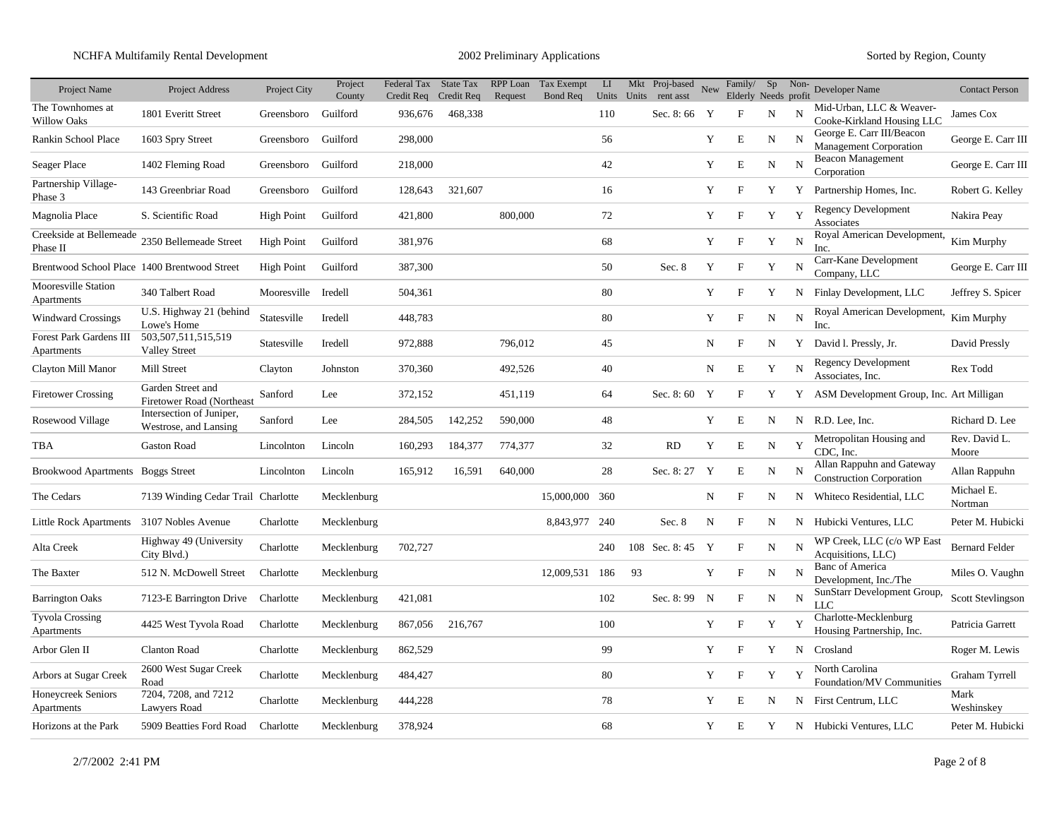| Project Name | Project Address | Project City | Project County | Federal Tax Credit Req | State Tax Credit Req | RPP Loan Request | Tax Exempt Bond Req | LI Units | Mkt Units | Proj-based rent asst | New | Family/ Elderly | Sp Needs | Non-profit | Developer Name | Contact Person |
|---|---|---|---|---|---|---|---|---|---|---|---|---|---|---|---|---|
| The Townhomes at Willow Oaks | 1801 Everitt Street | Greensboro | Guilford | 936,676 | 468,338 | | | 110 | | Sec. 8: 66 | Y | F | N | N | Mid-Urban, LLC & Weaver-Cooke-Kirkland Housing LLC | James Cox |
| Rankin School Place | 1603 Spry Street | Greensboro | Guilford | 298,000 | | | | 56 | | | Y | E | N | N | George E. Carr III/Beacon Management Corporation | George E. Carr III |
| Seager Place | 1402 Fleming Road | Greensboro | Guilford | 218,000 | | | | 42 | | | Y | E | N | N | Beacon Management Corporation | George E. Carr III |
| Partnership Village-Phase 3 | 143 Greenbriar Road | Greensboro | Guilford | 128,643 | 321,607 | | | 16 | | | Y | F | Y | Y | Partnership Homes, Inc. | Robert G. Kelley |
| Magnolia Place | S. Scientific Road | High Point | Guilford | 421,800 | | 800,000 | | 72 | | | Y | F | Y | Y | Regency Development Associates | Nakira Peay |
| Creekside at Bellemeade Phase II | 2350 Bellemeade Street | High Point | Guilford | 381,976 | | | | 68 | | | Y | F | Y | N | Royal American Development, Inc. | Kim Murphy |
| Brentwood School Place | 1400 Brentwood Street | High Point | Guilford | 387,300 | | | | 50 | | Sec. 8 | Y | F | Y | N | Carr-Kane Development Company, LLC | George E. Carr III |
| Mooresville Station Apartments | 340 Talbert Road | Mooresville | Iredell | 504,361 | | | | 80 | | | Y | F | Y | N | Finlay Development, LLC | Jeffrey S. Spicer |
| Windward Crossings | U.S. Highway 21 (behind Lowe's Home | Statesville | Iredell | 448,783 | | | | 80 | | | Y | F | N | N | Royal American Development, Inc. | Kim Murphy |
| Forest Park Gardens III Apartments | 503,507,511,515,519 Valley Street | Statesville | Iredell | 972,888 | | 796,012 | | 45 | | | N | F | N | Y | David l. Pressly, Jr. | David Pressly |
| Clayton Mill Manor | Mill Street | Clayton | Johnston | 370,360 | | 492,526 | | 40 | | | N | E | Y | N | Regency Development Associates, Inc. | Rex Todd |
| Firetower Crossing | Garden Street and Firetower Road (Northeast | Sanford | Lee | 372,152 | | 451,119 | | 64 | | Sec. 8: 60 | Y | F | Y | Y | ASM Development Group, Inc. | Art Milligan |
| Rosewood Village | Intersection of Juniper, Westrose, and Lansing | Sanford | Lee | 284,505 | 142,252 | 590,000 | | 48 | | | Y | E | N | N | R.D. Lee, Inc. | Richard D. Lee |
| TBA | Gaston Road | Lincolnton | Lincoln | 160,293 | 184,377 | 774,377 | | 32 | | RD | Y | E | N | Y | Metropolitan Housing and CDC, Inc. | Rev. David L. Moore |
| Brookwood Apartments | Boggs Street | Lincolnton | Lincoln | 165,912 | 16,591 | 640,000 | | 28 | | Sec. 8: 27 | Y | E | N | N | Allan Rappuhn and Gateway Construction Corporation | Allan Rappuhn |
| The Cedars | 7139 Winding Cedar Trail | Charlotte | Mecklenburg | | | | 15,000,000 | 360 | | | N | F | N | N | Whiteco Residential, LLC | Michael E. Nortman |
| Little Rock Apartments | 3107 Nobles Avenue | Charlotte | Mecklenburg | | | | 8,843,977 | 240 | | Sec. 8 | N | F | N | N | Hubicki Ventures, LLC | Peter M. Hubicki |
| Alta Creek | Highway 49 (University City Blvd.) | Charlotte | Mecklenburg | 702,727 | | | | 240 | 108 | Sec. 8: 45 | Y | F | N | N | WP Creek, LLC (c/o WP East Acquisitions, LLC) | Bernard Felder |
| The Baxter | 512 N. McDowell Street | Charlotte | Mecklenburg | | | | 12,009,531 | 186 | 93 | | Y | F | N | N | Banc of America Development, Inc./The | Miles O. Vaughn |
| Barrington Oaks | 7123-E Barrington Drive | Charlotte | Mecklenburg | 421,081 | | | | 102 | | Sec. 8: 99 | N | F | N | N | SunStarr Development Group, LLC | Scott Stevlingson |
| Tyvola Crossing Apartments | 4425 West Tyvola Road | Charlotte | Mecklenburg | 867,056 | 216,767 | | | 100 | | | Y | F | Y | Y | Charlotte-Mecklenburg Housing Partnership, Inc. | Patricia Garrett |
| Arbor Glen II | Clanton Road | Charlotte | Mecklenburg | 862,529 | | | | 99 | | | Y | F | Y | N | Crosland | Roger M. Lewis |
| Arbors at Sugar Creek | 2600 West Sugar Creek Road | Charlotte | Mecklenburg | 484,427 | | | | 80 | | | Y | F | Y | Y | North Carolina Foundation/MV Communities | Graham Tyrrell |
| Honeycreek Seniors Apartments | 7204, 7208, and 7212 Lawyers Road | Charlotte | Mecklenburg | 444,228 | | | | 78 | | | Y | E | N | N | First Centrum, LLC | Mark Weshinskey |
| Horizons at the Park | 5909 Beatties Ford Road | Charlotte | Mecklenburg | 378,924 | | | | 68 | | | Y | E | Y | N | Hubicki Ventures, LLC | Peter M. Hubicki |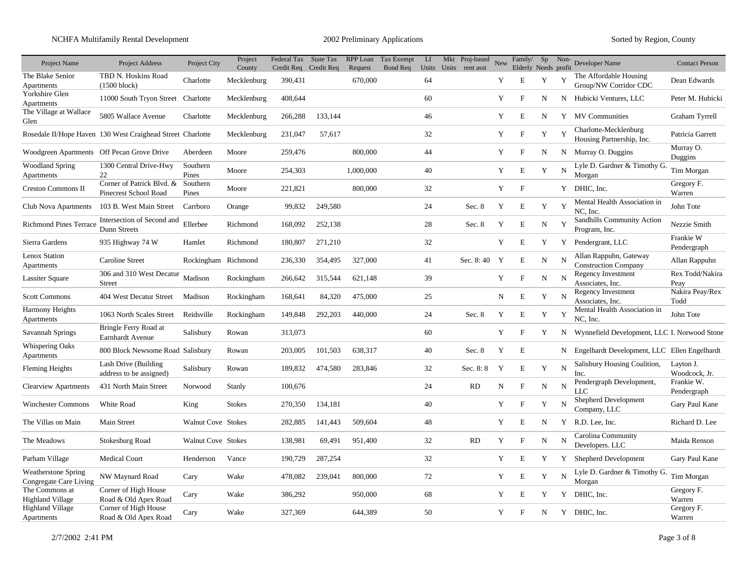| Project Name | Project Address | Project City | Project County | Federal Tax Credit Req | State Tax Credit Req | RPP Loan Request | Tax Exempt Bond Req | LI Units | Mkt Units | Proj-based rent asst | New | Family/ Elderly | Sp Needs | Non-profit | Developer Name | Contact Person |
|---|---|---|---|---|---|---|---|---|---|---|---|---|---|---|---|---|
| The Blake Senior Apartments | TBD N. Hoskins Road (1500 block) | Charlotte | Mecklenburg | 390,431 | | 670,000 | | 64 | | | Y | E | Y | Y | The Affordable Housing Group/NW Corridor CDC | Dean Edwards |
| Yorkshire Glen Apartments | 11000 South Tryon Street | Charlotte | Mecklenburg | 408,644 | | | | 60 | | | Y | F | N | N | Hubicki Ventures, LLC | Peter M. Hubicki |
| The Village at Wallace Glen | 5805 Wallace Avenue | Charlotte | Mecklenburg | 266,288 | 133,144 | | | 46 | | | Y | E | N | Y | MV Communities | Graham Tyrrell |
| Rosedale II/Hope Haven | 130 West Craighead Street | Charlotte | Mecklenburg | 231,047 | 57,617 | | | 32 | | | Y | F | Y | Y | Charlotte-Mecklenburg Housing Partnership, Inc. | Patricia Garrett |
| Woodgreen Apartments | Off Pecan Grove Drive | Aberdeen | Moore | 259,476 | | 800,000 | | 44 | | | Y | F | N | N | Murray O. Duggins | Murray O. Duggins |
| Woodland Spring Apartments | 1300 Central Drive-Hwy 22 | Southern Pines | Moore | 254,303 | | 1,000,000 | | 40 | | | Y | E | Y | N | Lyle D. Gardner & Timothy G. Morgan | Tim Morgan |
| Creston Commons II | Corner of Patrick Blvd. & Pinecrest School Road | Southern Pines | Moore | 221,821 | | 800,000 | | 32 | | | Y | F | | Y | DHIC, Inc. | Gregory F. Warren |
| Club Nova Apartments | 103 B. West Main Street | Carrboro | Orange | 99,832 | 249,580 | | | 24 | | Sec. 8 | Y | E | Y | Y | Mental Health Association in NC, Inc. | John Tote |
| Richmond Pines Terrace | Intersection of Second and Dunn Streets | Ellerbee | Richmond | 168,092 | 252,138 | | | 28 | | Sec. 8 | Y | E | N | Y | Sandhills Community Action Program, Inc. | Nezzie Smith |
| Sierra Gardens | 935 Highway 74 W | Hamlet | Richmond | 180,807 | 271,210 | | | 32 | | | Y | E | Y | Y | Pendergrant, LLC | Frankie W Pendergraph |
| Lenox Station Apartments | Caroline Street | Rockingham | Richmond | 236,330 | 354,495 | 327,000 | | 41 | | Sec. 8: 40 | Y | E | N | N | Allan Rappuhn, Gateway Construction Company | Allan Rappuhn |
| Lassiter Square | 306 and 310 West Decatur Street | Madison | Rockingham | 266,642 | 315,544 | 621,148 | | 39 | | | Y | F | N | N | Regency Investment Associates, Inc. | Rex Todd/Nakira Peay |
| Scott Commons | 404 West Decatur Street | Madison | Rockingham | 168,641 | 84,320 | 475,000 | | 25 | | | N | E | Y | N | Regency Investment Associates, Inc. | Nakira Peay/Rex Todd |
| Harmony Heights Apartments | 1063 North Scales Street | Reidsville | Rockingham | 149,848 | 292,203 | 440,000 | | 24 | | Sec. 8 | Y | E | Y | Y | Mental Health Association in NC, Inc. | John Tote |
| Savannah Springs | Bringle Ferry Road at Earnhardt Avenue | Salisbury | Rowan | 313,073 | | | | 60 | | | Y | F | Y | N | Wynnefield Development, LLC | I. Norwood Stone |
| Whispering Oaks Apartments | 800 Block Newsome Road | Salisbury | Rowan | 203,005 | 101,503 | 638,317 | | 40 | | Sec. 8 | Y | E | | N | Engelhardt Development, LLC | Ellen Engelhardt |
| Fleming Heights | Lash Drive (Building address to be assigned) | Salisbury | Rowan | 189,832 | 474,580 | 283,846 | | 32 | | Sec. 8: 8 | Y | E | Y | N | Salisbury Housing Coalition, Inc. | Layton J. Woodcock, Jr. |
| Clearview Apartments | 431 North Main Street | Norwood | Stanly | 100,676 | | | | 24 | | RD | N | F | N | N | Pendergraph Development, LLC | Frankie W. Pendergraph |
| Winchester Commons | White Road | King | Stokes | 270,350 | 134,181 | | | 40 | | | Y | F | Y | N | Shepherd Development Company, LLC | Gary Paul Kane |
| The Villas on Main | Main Street | Walnut Cove | Stokes | 282,885 | 141,443 | 509,604 | | 48 | | | Y | E | N | Y | R.D. Lee, Inc. | Richard D. Lee |
| The Meadows | Stokesburg Road | Walnut Cove | Stokes | 138,981 | 69,491 | 951,400 | | 32 | | RD | Y | F | N | N | Carolina Community Developers. LLC | Maida Renson |
| Parham Village | Medical Court | Henderson | Vance | 190,729 | 287,254 | | | 32 | | | Y | E | Y | Y | Shepherd Development | Gary Paul Kane |
| Weatherstone Spring Congregate Care Living | NW Maynard Road | Cary | Wake | 478,082 | 239,041 | 800,000 | | 72 | | | Y | E | Y | N | Lyle D. Gardner & Timothy G. Morgan | Tim Morgan |
| The Commons at Highland Village | Corner of High House Road & Old Apex Road | Cary | Wake | 386,292 | | 950,000 | | 68 | | | Y | E | Y | Y | DHIC, Inc. | Gregory F. Warren |
| Highland Village Apartments | Corner of High House Road & Old Apex Road | Cary | Wake | 327,369 | | 644,389 | | 50 | | | Y | F | N | Y | DHIC, Inc. | Gregory F. Warren |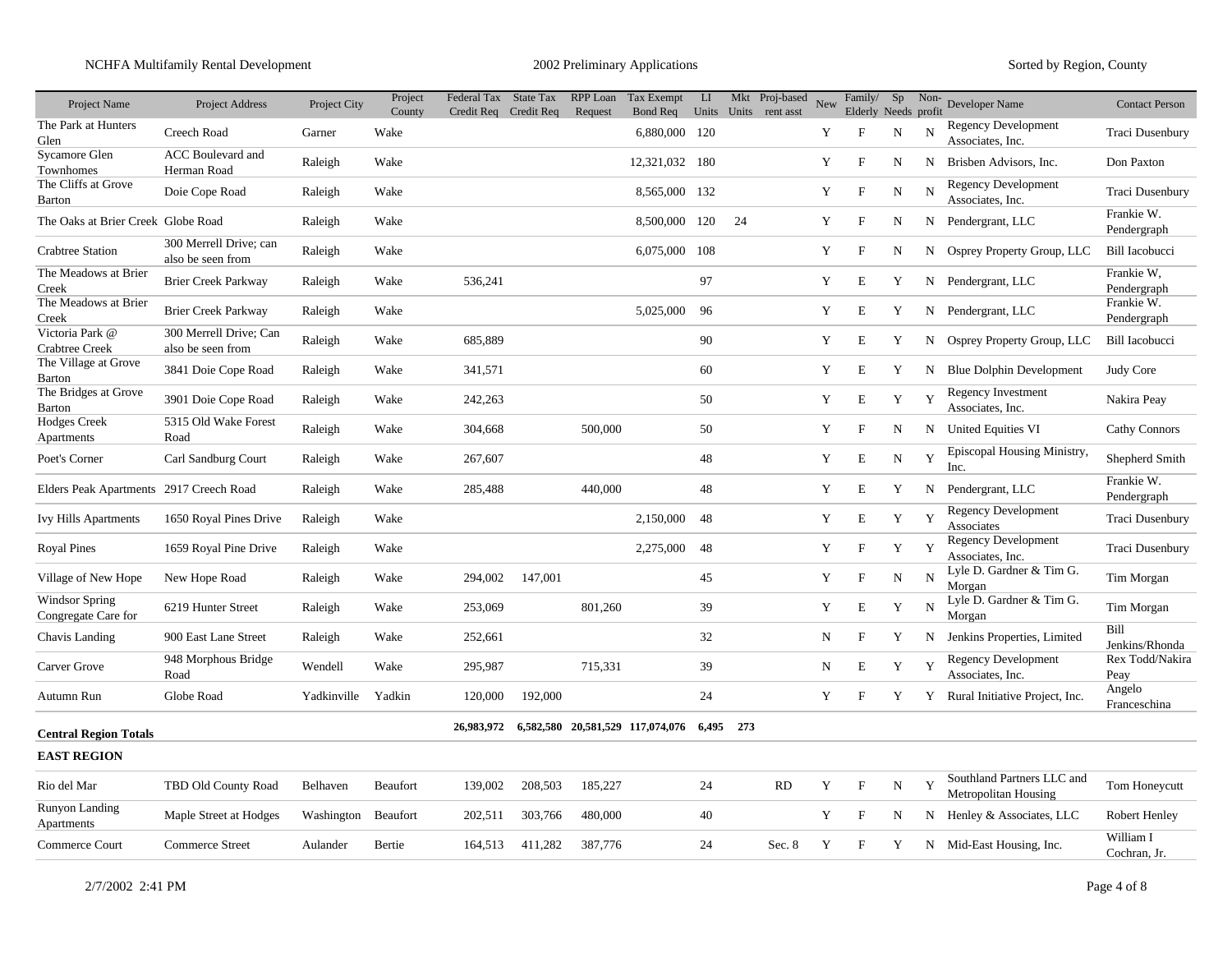| Project Name | Project Address | Project City | Project County | Federal Tax Credit Req | State Tax Credit Req | RPP Loan Request | Tax Exempt Bond Req | LI Units | Mkt Units | Proj-based rent asst | New | Family/ Elderly | Sp Needs | Non-profit | Developer Name | Contact Person |
|---|---|---|---|---|---|---|---|---|---|---|---|---|---|---|---|---|
| The Park at Hunters Glen | Creech Road | Garner | Wake | | | | 6,880,000 | 120 | | | Y | F | N | N | Regency Development Associates, Inc. | Traci Dusenbury |
| Sycamore Glen Townhomes | ACC Boulevard and Herman Road | Raleigh | Wake | | | | 12,321,032 | 180 | | | Y | F | N | N | Brisben Advisors, Inc. | Don Paxton |
| The Cliffs at Grove Barton | Doie Cope Road | Raleigh | Wake | | | | 8,565,000 | 132 | | | Y | F | N | N | Regency Development Associates, Inc. | Traci Dusenbury |
| The Oaks at Brier Creek | Globe Road | Raleigh | Wake | | | | 8,500,000 | 120 | 24 | | Y | F | N | N | Pendergrant, LLC | Frankie W. Pendergraph |
| Crabtree Station | 300 Merrell Drive; can also be seen from | Raleigh | Wake | | | | 6,075,000 | 108 | | | Y | F | N | N | Osprey Property Group, LLC | Bill Iacobucci |
| The Meadows at Brier Creek | Brier Creek Parkway | Raleigh | Wake | 536,241 | | | | 97 | | | Y | E | Y | N | Pendergrant, LLC | Frankie W, Pendergraph |
| The Meadows at Brier Creek | Brier Creek Parkway | Raleigh | Wake | | | | 5,025,000 | 96 | | | Y | E | Y | N | Pendergrant, LLC | Frankie W. Pendergraph |
| Victoria Park @ Crabtree Creek | 300 Merrell Drive; Can also be seen from | Raleigh | Wake | 685,889 | | | | 90 | | | Y | E | Y | N | Osprey Property Group, LLC | Bill Iacobucci |
| The Village at Grove Barton | 3841 Doie Cope Road | Raleigh | Wake | 341,571 | | | | 60 | | | Y | E | Y | N | Blue Dolphin Development | Judy Core |
| The Bridges at Grove Barton | 3901 Doie Cope Road | Raleigh | Wake | 242,263 | | | | 50 | | | Y | E | Y | Y | Regency Investment Associates, Inc. | Nakira Peay |
| Hodges Creek Apartments | 5315 Old Wake Forest Road | Raleigh | Wake | 304,668 | | 500,000 | | 50 | | | Y | F | N | N | United Equities VI | Cathy Connors |
| Poet's Corner | Carl Sandburg Court | Raleigh | Wake | 267,607 | | | | 48 | | | Y | E | N | Y | Episcopal Housing Ministry, Inc. | Shepherd Smith |
| Elders Peak Apartments | 2917 Creech Road | Raleigh | Wake | 285,488 | | 440,000 | | 48 | | | Y | E | Y | N | Pendergrant, LLC | Frankie W. Pendergraph |
| Ivy Hills Apartments | 1650 Royal Pines Drive | Raleigh | Wake | | | | 2,150,000 | 48 | | | Y | E | Y | Y | Regency Development Associates | Traci Dusenbury |
| Royal Pines | 1659 Royal Pine Drive | Raleigh | Wake | | | | 2,275,000 | 48 | | | Y | F | Y | Y | Regency Development Associates, Inc. | Traci Dusenbury |
| Village of New Hope | New Hope Road | Raleigh | Wake | 294,002 | 147,001 | | | 45 | | | Y | F | N | N | Lyle D. Gardner & Tim G. Morgan | Tim Morgan |
| Windsor Spring Congregate Care for | 6219 Hunter Street | Raleigh | Wake | 253,069 | | 801,260 | | 39 | | | Y | E | Y | N | Lyle D. Gardner & Tim G. Morgan | Tim Morgan |
| Chavis Landing | 900 East Lane Street | Raleigh | Wake | 252,661 | | | | 32 | | | N | F | Y | N | Jenkins Properties, Limited | Bill Jenkins/Rhonda |
| Carver Grove | 948 Morphous Bridge Road | Wendell | Wake | 295,987 | | 715,331 | | 39 | | | N | E | Y | Y | Regency Development Associates, Inc. | Rex Todd/Nakira Peay |
| Autumn Run | Globe Road | Yadkinville | Yadkin | 120,000 | 192,000 | | | 24 | | | Y | F | Y | Y | Rural Initiative Project, Inc. | Angelo Franceschina |
| **Central Region Totals** | | | | **26,983,972** | **6,582,580** | **20,581,529** | **117,074,076** | **6,495** | **273** | | | | | | | |
| **EAST REGION** | | | | | | | | | | | | | | | | |
| Rio del Mar | TBD Old County Road | Belhaven | Beaufort | 139,002 | 208,503 | 185,227 | | 24 | | RD | Y | F | N | Y | Southland Partners LLC and Metropolitan Housing | Tom Honeycutt |
| Runyon Landing Apartments | Maple Street at Hodges | Washington | Beaufort | 202,511 | 303,766 | 480,000 | | 40 | | | Y | F | N | N | Henley & Associates, LLC | Robert Henley |
| Commerce Court | Commerce Street | Aulander | Bertie | 164,513 | 411,282 | 387,776 | | 24 | | Sec. 8 | Y | F | Y | N | Mid-East Housing, Inc. | William I Cochran, Jr. |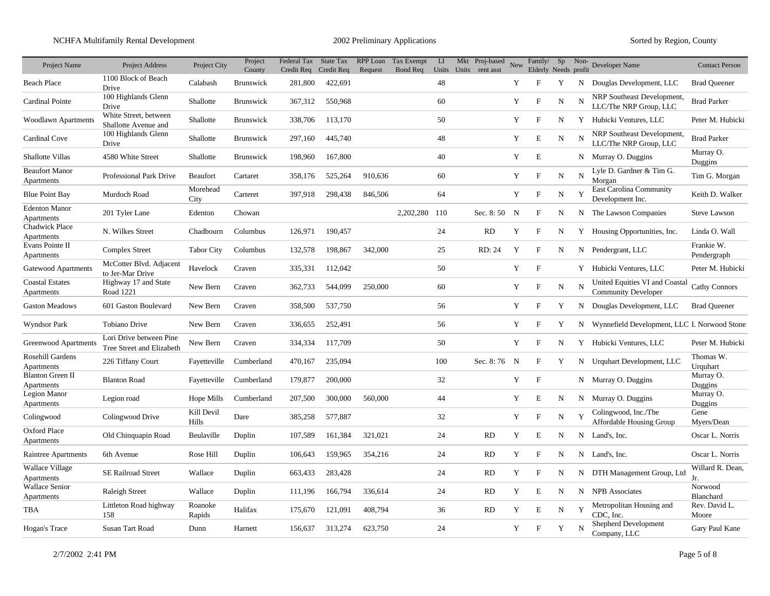NCHFA Multifamily Rental Development — 2002 Preliminary Applications — Sorted by Region, County

| Project Name | Project Address | Project City | Project County | Federal Tax Credit Req | State Tax Credit Req | RPP Loan Request | Tax Exempt Bond Req | LI Units | Mkt Units | Proj-based rent asst | New | Family/ Elderly | Sp Needs | Non-profit | Developer Name | Contact Person |
|---|---|---|---|---|---|---|---|---|---|---|---|---|---|---|---|---|
| Beach Place | 1100 Block of Beach Drive | Calabash | Brunswick | 281,800 | 422,691 | | | 48 | | | Y | F | Y | N | Douglas Development, LLC | Brad Queener |
| Cardinal Pointe | 100 Highlands Glenn Drive | Shallotte | Brunswick | 367,312 | 550,968 | | | 60 | | | Y | F | N | N | NRP Southeast Development, LLC/The NRP Group, LLC | Brad Parker |
| Woodlawn Apartments | White Street, between Shallotte Avenue and | Shallotte | Brunswick | 338,706 | 113,170 | | | 50 | | | Y | F | N | Y | Hubicki Ventures, LLC | Peter M. Hubicki |
| Cardinal Cove | 100 Highlands Glenn Drive | Shallotte | Brunswick | 297,160 | 445,740 | | | 48 | | | Y | E | N | N | NRP Southeast Development, LLC/The NRP Group, LLC | Brad Parker |
| Shallotte Villas | 4580 White Street | Shallotte | Brunswick | 198,960 | 167,800 | | | 40 | | | Y | E | | N | Murray O. Duggins | Murray O. Duggins |
| Beaufort Manor Apartments | Professional Park Drive | Beaufort | Cartaret | 358,176 | 525,264 | 910,636 | | 60 | | | Y | F | N | N | Lyle D. Gardner & Tim G. Morgan | Tim G. Morgan |
| Blue Point Bay | Murdoch Road | Morehead City | Carteret | 397,918 | 298,438 | 846,506 | | 64 | | | Y | F | N | Y | East Carolina Community Development Inc. | Keith D. Walker |
| Edenton Manor Apartments | 201 Tyler Lane | Edenton | Chowan | | | | 2,202,280 | 110 | | Sec. 8: 50 | N | F | N | N | The Lawson Companies | Steve Lawson |
| Chadwick Place Apartments | N. Wilkes Street | Chadbourn | Columbus | 126,971 | 190,457 | | | 24 | | RD | Y | F | N | Y | Housing Opportunities, Inc. | Linda O. Wall |
| Evans Pointe II Apartments | Complex Street | Tabor City | Columbus | 132,578 | 198,867 | 342,000 | | 25 | | RD: 24 | Y | F | N | N | Pendergrant, LLC | Frankie W. Pendergraph |
| Gatewood Apartments | McCotter Blvd. Adjacent to Jer-Mar Drive | Havelock | Craven | 335,331 | 112,042 | | | 50 | | | Y | F | | Y | Hubicki Ventures, LLC | Peter M. Hubicki |
| Coastal Estates Apartments | Highway 17 and State Road 1221 | New Bern | Craven | 362,733 | 544,099 | 250,000 | | 60 | | | Y | F | N | N | United Equities VI and Coastal Community Developer | Cathy Connors |
| Gaston Meadows | 601 Gaston Boulevard | New Bern | Craven | 358,500 | 537,750 | | | 56 | | | Y | F | Y | N | Douglas Development, LLC | Brad Queener |
| Wyndsor Park | Tobiano Drive | New Bern | Craven | 336,655 | 252,491 | | | 56 | | | Y | F | Y | N | Wynnefield Development, LLC | I. Norwood Stone |
| Greenwood Apartments | Lori Drive between Pine Tree Street and Elizabeth | New Bern | Craven | 334,334 | 117,709 | | | 50 | | | Y | F | N | Y | Hubicki Ventures, LLC | Peter M. Hubicki |
| Rosehill Gardens Apartments | 226 Tiffany Court | Fayetteville | Cumberland | 470,167 | 235,094 | | | 100 | | Sec. 8: 76 | N | F | Y | N | Urquhart Development, LLC | Thomas W. Urquhart |
| Blanton Green II Apartments | Blanton Road | Fayetteville | Cumberland | 179,877 | 200,000 | | | 32 | | | Y | F | | N | Murray O. Duggins | Murray O. Duggins |
| Legion Manor Apartments | Legion road | Hope Mills | Cumberland | 207,500 | 300,000 | 560,000 | | 44 | | | Y | E | N | N | Murray O. Duggins | Murray O. Duggins |
| Colingwood | Colingwood Drive | Kill Devil Hills | Dare | 385,258 | 577,887 | | | 32 | | | Y | F | N | Y | Colingwood, Inc./The Affordable Housing Group | Gene Myers/Dean |
| Oxford Place Apartments | Old Chinquapin Road | Beulaville | Duplin | 107,589 | 161,384 | 321,021 | | 24 | | RD | Y | E | N | N | Land's, Inc. | Oscar L. Norris |
| Raintree Apartments | 6th Avenue | Rose Hill | Duplin | 106,643 | 159,965 | 354,216 | | 24 | | RD | Y | F | N | N | Land's, Inc. | Oscar L. Norris |
| Wallace Village Apartments | SE Railroad Street | Wallace | Duplin | 663,433 | 283,428 | | | 24 | | RD | Y | F | N | N | DTH Management Group, Ltd | Willard R. Dean, Jr. |
| Wallace Senior Apartments | Raleigh Street | Wallace | Duplin | 111,196 | 166,794 | 336,614 | | 24 | | RD | Y | E | N | N | NPB Associates | Norwood Blanchard |
| TBA | Littleton Road highway 158 | Roanoke Rapids | Halifax | 175,670 | 121,091 | 408,794 | | 36 | | RD | Y | E | N | Y | Metropolitan Housing and CDC, Inc. | Rev. David L. Moore |
| Hogan's Trace | Susan Tart Road | Dunn | Harnett | 156,637 | 313,274 | 623,750 | | 24 | | | Y | F | Y | N | Shepherd Development Company, LLC | Gary Paul Kane |

2/7/2002 2:41 PM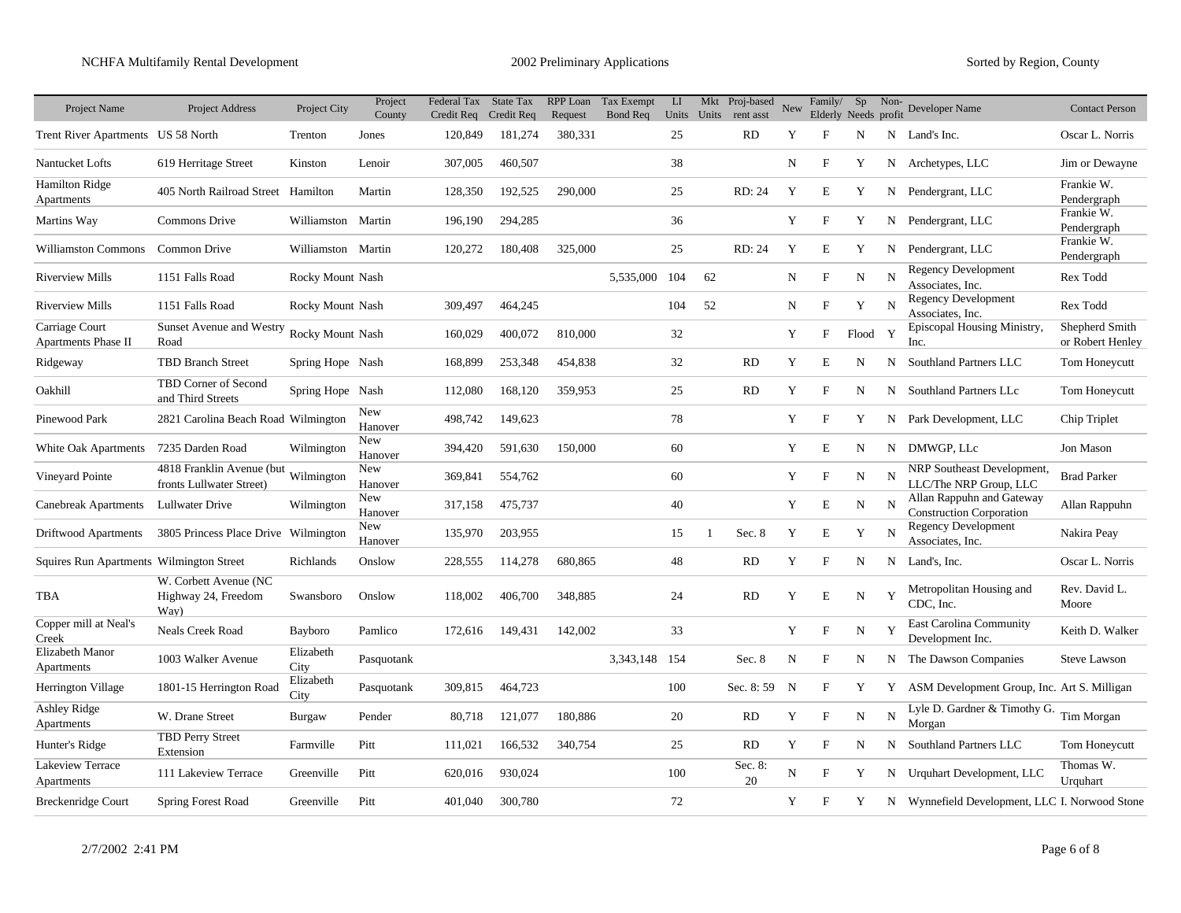| Project Name | Project Address | Project City | Project County | Federal Tax Credit Req | State Tax Credit Req | RPP Loan Request | Tax Exempt Bond Req | LI Units | Mkt Units | Proj-based rent asst | New | Family/ Elderly | Sp Needs | Non-profit | Developer Name | Contact Person |
|---|---|---|---|---|---|---|---|---|---|---|---|---|---|---|---|---|
| Trent River Apartments | US 58 North | Trenton | Jones | 120,849 | 181,274 | 380,331 | | 25 | | RD | Y | F | N | N | Land's Inc. | Oscar L. Norris |
| Nantucket Lofts | 619 Herritage Street | Kinston | Lenoir | 307,005 | 460,507 | | | 38 | | | N | F | Y | N | Archetypes, LLC | Jim or Dewayne |
| Hamilton Ridge Apartments | 405 North Railroad Street | Hamilton | Martin | 128,350 | 192,525 | 290,000 | | 25 | | RD: 24 | Y | E | Y | N | Pendergrant, LLC | Frankie W. Pendergraph |
| Martins Way | Commons Drive | Williamston | Martin | 196,190 | 294,285 | | | 36 | | | Y | F | Y | N | Pendergrant, LLC | Frankie W. Pendergraph |
| Williamston Commons | Common Drive | Williamston | Martin | 120,272 | 180,408 | 325,000 | | 25 | | RD: 24 | Y | E | Y | N | Pendergrant, LLC | Frankie W. Pendergraph |
| Riverview Mills | 1151 Falls Road | Rocky Mount | Nash | | | | 5,535,000 | 104 | 62 | | N | F | N | N | Regency Development Associates, Inc. | Rex Todd |
| Riverview Mills | 1151 Falls Road | Rocky Mount | Nash | 309,497 | 464,245 | | | 104 | 52 | | N | F | Y | N | Regency Development Associates, Inc. | Rex Todd |
| Carriage Court Apartments Phase II | Sunset Avenue and Westry Road | Rocky Mount | Nash | 160,029 | 400,072 | 810,000 | | 32 | | | Y | F | Flood | Y | Episcopal Housing Ministry, Inc. | Shepherd Smith or Robert Henley |
| Ridgeway | TBD Branch Street | Spring Hope | Nash | 168,899 | 253,348 | 454,838 | | 32 | | RD | Y | E | N | N | Southland Partners LLC | Tom Honeycutt |
| Oakhill | TBD Corner of Second and Third Streets | Spring Hope | Nash | 112,080 | 168,120 | 359,953 | | 25 | | RD | Y | F | N | N | Southland Partners LLc | Tom Honeycutt |
| Pinewood Park | 2821 Carolina Beach Road | Wilmington | New Hanover | 498,742 | 149,623 | | | 78 | | | Y | F | Y | N | Park Development, LLC | Chip Triplet |
| White Oak Apartments | 7235 Darden Road | Wilmington | New Hanover | 394,420 | 591,630 | 150,000 | | 60 | | | Y | E | N | N | DMWGP, LLc | Jon Mason |
| Vineyard Pointe | 4818 Franklin Avenue (but fronts Lullwater Street) | Wilmington | New Hanover | 369,841 | 554,762 | | | 60 | | | Y | F | N | N | NRP Southeast Development, LLC/The NRP Group, LLC | Brad Parker |
| Canebreak Apartments | Lullwater Drive | Wilmington | New Hanover | 317,158 | 475,737 | | | 40 | | | Y | E | N | N | Allan Rappuhn and Gateway Construction Corporation | Allan Rappuhn |
| Driftwood Apartments | 3805 Princess Place Drive | Wilmington | New Hanover | 135,970 | 203,955 | | | 15 | 1 | Sec. 8 | Y | E | Y | N | Regency Development Associates, Inc. | Nakira Peay |
| Squires Run Apartments | Wilmington Street | Richlands | Onslow | 228,555 | 114,278 | 680,865 | | 48 | | RD | Y | F | N | N | Land's, Inc. | Oscar L. Norris |
| TBA | W. Corbett Avenue (NC Highway 24, Freedom Way) | Swansboro | Onslow | 118,002 | 406,700 | 348,885 | | 24 | | RD | Y | E | N | Y | Metropolitan Housing and CDC, Inc. | Rev. David L. Moore |
| Copper mill at Neal's Creek | Neals Creek Road | Bayboro | Pamlico | 172,616 | 149,431 | 142,002 | | 33 | | | Y | F | N | Y | East Carolina Community Development Inc. | Keith D. Walker |
| Elizabeth Manor Apartments | 1003 Walker Avenue | Elizabeth City | Pasquotank | | | | 3,343,148 | 154 | | Sec. 8 | N | F | N | N | The Dawson Companies | Steve Lawson |
| Herrington Village | 1801-15 Herrington Road | Elizabeth City | Pasquotank | 309,815 | 464,723 | | | 100 | | Sec. 8: 59 | N | F | Y | Y | ASM Development Group, Inc. | Art S. Milligan |
| Ashley Ridge Apartments | W. Drane Street | Burgaw | Pender | 80,718 | 121,077 | 180,886 | | 20 | | RD | Y | F | N | N | Lyle D. Gardner & Timothy G. Morgan | Tim Morgan |
| Hunter's Ridge | TBD Perry Street Extension | Farmville | Pitt | 111,021 | 166,532 | 340,754 | | 25 | | RD | Y | F | N | N | Southland Partners LLC | Tom Honeycutt |
| Lakeview Terrace Apartments | 111 Lakeview Terrace | Greenville | Pitt | 620,016 | 930,024 | | | 100 | | Sec. 8: 20 | N | F | Y | N | Urquhart Development, LLC | Thomas W. Urquhart |
| Breckenridge Court | Spring Forest Road | Greenville | Pitt | 401,040 | 300,780 | | | 72 | | | Y | F | Y | N | Wynnefield Development, LLC | I. Norwood Stone |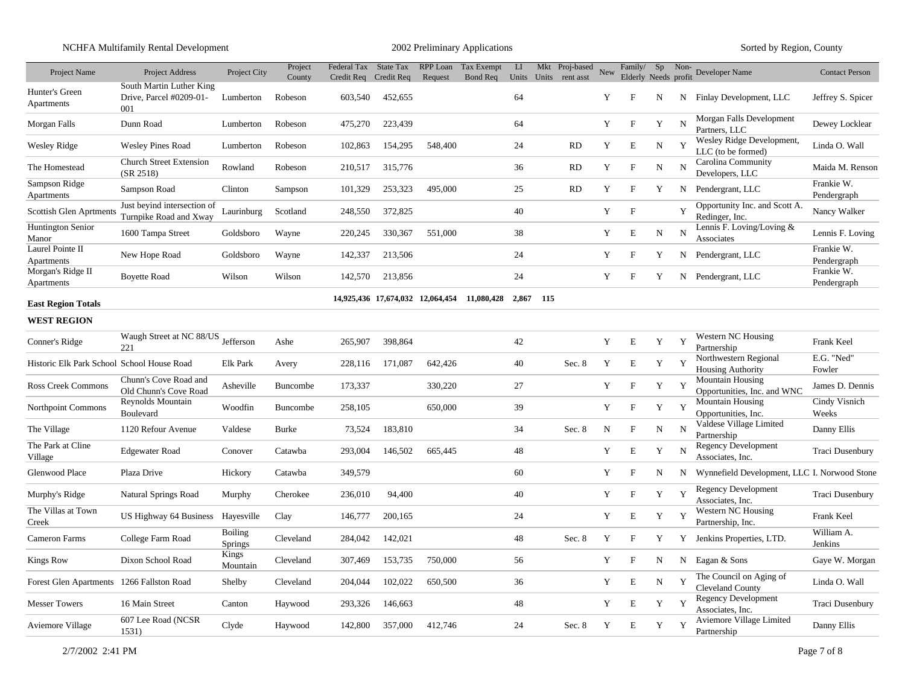| Project Name | Project Address | Project City | Project County | Federal Tax Credit Req | State Tax Credit Req | RPP Loan Request | Tax Exempt Bond Req | LI Units | Mkt Units | Proj-based rent asst | New | Family/ Elderly | Sp Needs | Non-profit | Developer Name | Contact Person |
|---|---|---|---|---|---|---|---|---|---|---|---|---|---|---|---|---|
| Hunter's Green Apartments | South Martin Luther King Drive, Parcel #0209-01-001 | Lumberton | Robeson | 603,540 | 452,655 | | | 64 | | | Y | F | N | N | Finlay Development, LLC | Jeffrey S. Spicer |
| Morgan Falls | Dunn Road | Lumberton | Robeson | 475,270 | 223,439 | | | 64 | | | Y | F | Y | N | Morgan Falls Development Partners, LLC | Dewey Locklear |
| Wesley Ridge | Wesley Pines Road | Lumberton | Robeson | 102,863 | 154,295 | 548,400 | | 24 | | RD | Y | E | N | Y | Wesley Ridge Development, LLC (to be formed) | Linda O. Wall |
| The Homestead | Church Street Extension (SR 2518) | Rowland | Robeson | 210,517 | 315,776 | | | 36 | | RD | Y | F | N | N | Carolina Community Developers, LLC | Maida M. Renson |
| Sampson Ridge Apartments | Sampson Road | Clinton | Sampson | 101,329 | 253,323 | 495,000 | | 25 | | RD | Y | F | Y | N | Pendergrant, LLC | Frankie W. Pendergraph |
| Scottish Glen Aprtments | Just beyind intersection of Turnpike Road and Xway | Laurinburg | Scotland | 248,550 | 372,825 | | | 40 | | | Y | F | | Y | Opportunity Inc. and Scott A. Redinger, Inc. | Nancy Walker |
| Huntington Senior Manor | 1600 Tampa Street | Goldsboro | Wayne | 220,245 | 330,367 | 551,000 | | 38 | | | Y | E | N | N | Lennis F. Loving/Loving & Associates | Lennis F. Loving |
| Laurel Pointe II Apartments | New Hope Road | Goldsboro | Wayne | 142,337 | 213,506 | | | 24 | | | Y | F | Y | N | Pendergrant, LLC | Frankie W. Pendergraph |
| Morgan's Ridge II Apartments | Boyette Road | Wilson | Wilson | 142,570 | 213,856 | | | 24 | | | Y | F | Y | N | Pendergrant, LLC | Frankie W. Pendergraph |
| **East Region Totals** | | | | **14,925,436** | **17,674,032** | **12,064,454** | **11,080,428** | **2,867** | **115** | | | | | | | |
| **WEST REGION** | | | | | | | | | | | | | | | | |
| Conner's Ridge | Waugh Street at NC 88/US 221 | Jefferson | Ashe | 265,907 | 398,864 | | | 42 | | | Y | E | Y | Y | Western NC Housing Partnership | Frank Keel |
| Historic Elk Park School | School House Road | Elk Park | Avery | 228,116 | 171,087 | 642,426 | | 40 | | Sec. 8 | Y | E | Y | Y | Northwestern Regional Housing Authority | E.G. "Ned" Fowler |
| Ross Creek Commons | Chunn's Cove Road and Old Chunn's Cove Road | Asheville | Buncombe | 173,337 | | 330,220 | | 27 | | | Y | F | Y | Y | Mountain Housing Opportunities, Inc. and WNC | James D. Dennis |
| Northpoint Commons | Reynolds Mountain Boulevard | Woodfin | Buncombe | 258,105 | | 650,000 | | 39 | | | Y | F | Y | Y | Mountain Housing Opportunities, Inc. | Cindy Visnich Weeks |
| The Village | 1120 Refour Avenue | Valdese | Burke | 73,524 | 183,810 | | | 34 | | Sec. 8 | N | F | N | N | Valdese Village Limited Partnership | Danny Ellis |
| The Park at Cline Village | Edgewater Road | Conover | Catawba | 293,004 | 146,502 | 665,445 | | 48 | | | Y | E | Y | N | Regency Development Associates, Inc. | Traci Dusenbury |
| Glenwood Place | Plaza Drive | Hickory | Catawba | 349,579 | | | | 60 | | | Y | F | N | N | Wynnefield Development, LLC | I. Norwood Stone |
| Murphy's Ridge | Natural Springs Road | Murphy | Cherokee | 236,010 | 94,400 | | | 40 | | | Y | F | Y | Y | Regency Development Associates, Inc. | Traci Dusenbury |
| The Villas at Town Creek | US Highway 64 Business | Hayesville | Clay | 146,777 | 200,165 | | | 24 | | | Y | E | Y | Y | Western NC Housing Partnership, Inc. | Frank Keel |
| Cameron Farms | College Farm Road | Boiling Springs | Cleveland | 284,042 | 142,021 | | | 48 | | Sec. 8 | Y | F | Y | Y | Jenkins Properties, LTD. | William A. Jenkins |
| Kings Row | Dixon School Road | Kings Mountain | Cleveland | 307,469 | 153,735 | 750,000 | | 56 | | | Y | F | N | N | Eagan & Sons | Gaye W. Morgan |
| Forest Glen Apartments | 1266 Fallston Road | Shelby | Cleveland | 204,044 | 102,022 | 650,500 | | 36 | | | Y | E | N | Y | The Council on Aging of Cleveland County | Linda O. Wall |
| Messer Towers | 16 Main Street | Canton | Haywood | 293,326 | 146,663 | | | 48 | | | Y | E | Y | Y | Regency Development Associates, Inc. | Traci Dusenbury |
| Aviemore Village | 607 Lee Road (NCSR 1531) | Clyde | Haywood | 142,800 | 357,000 | 412,746 | | 24 | | Sec. 8 | Y | E | Y | Y | Aviemore Village Limited Partnership | Danny Ellis |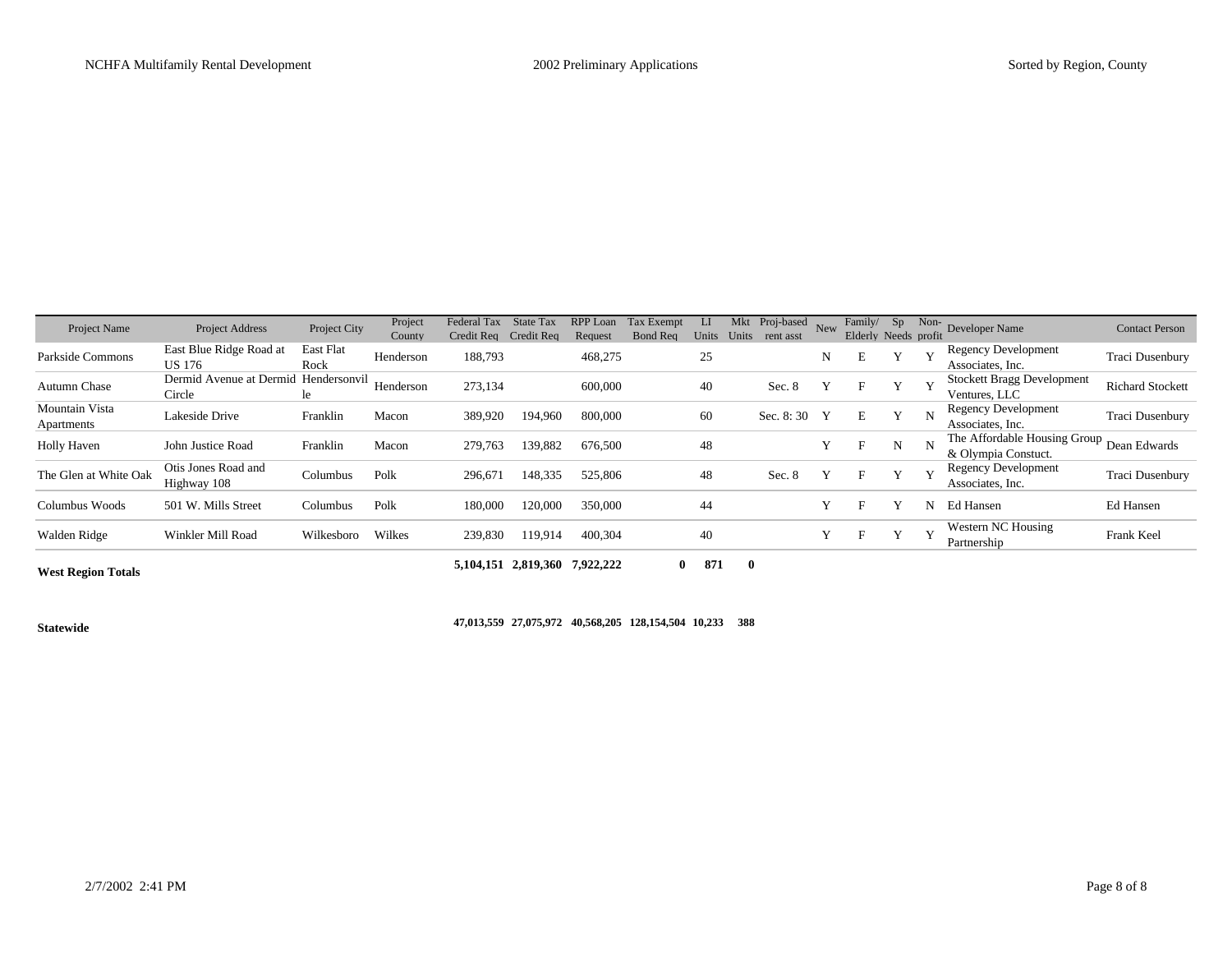| Project Name | Project Address | Project City | Project County | Federal Tax Credit Req | State Tax Credit Req | RPP Loan Request | Tax Exempt Bond Req | LI Units | Mkt Units | Proj-based rent asst | New | Family/ Elderly | Sp Needs | Non-profit | Developer Name | Contact Person |
|---|---|---|---|---|---|---|---|---|---|---|---|---|---|---|---|---|
| Parkside Commons | East Blue Ridge Road at US 176 | East Flat Rock | Henderson | 188,793 | | 468,275 | | 25 | | | N | E | Y | Y | Regency Development Associates, Inc. | Traci Dusenbury |
| Autumn Chase | Dermid Avenue at Dermid Circle | Hendersonville | Henderson | 273,134 | | 600,000 | | 40 | | Sec. 8 | Y | F | Y | Y | Stockett Bragg Development Ventures, LLC | Richard Stockett |
| Mountain Vista Apartments | Lakeside Drive | Franklin | Macon | 389,920 | 194,960 | 800,000 | | 60 | | Sec. 8: 30 | Y | E | Y | N | Regency Development Associates, Inc. | Traci Dusenbury |
| Holly Haven | John Justice Road | Franklin | Macon | 279,763 | 139,882 | 676,500 | | 48 | | | Y | F | N | N | The Affordable Housing Group & Olympia Constuct. | Dean Edwards |
| The Glen at White Oak | Otis Jones Road and Highway 108 | Columbus | Polk | 296,671 | 148,335 | 525,806 | | 48 | | Sec. 8 | Y | F | Y | Y | Regency Development Associates, Inc. | Traci Dusenbury |
| Columbus Woods | 501 W. Mills Street | Columbus | Polk | 180,000 | 120,000 | 350,000 | | 44 | | | Y | F | Y | N | Ed Hansen | Ed Hansen |
| Walden Ridge | Winkler Mill Road | Wilkesboro | Wilkes | 239,830 | 119,914 | 400,304 | | 40 | | | Y | F | Y | Y | Western NC Housing Partnership | Frank Keel |
| **West Region Totals** | | | | **5,104,151** | **2,819,360** | **7,922,222** | **0** | **871** | **0** | | | | | | | |
| **Statewide** | | | | **47,013,559** | **27,075,972** | **40,568,205** | **128,154,504** | **10,233** | **388** | | | | | | | |